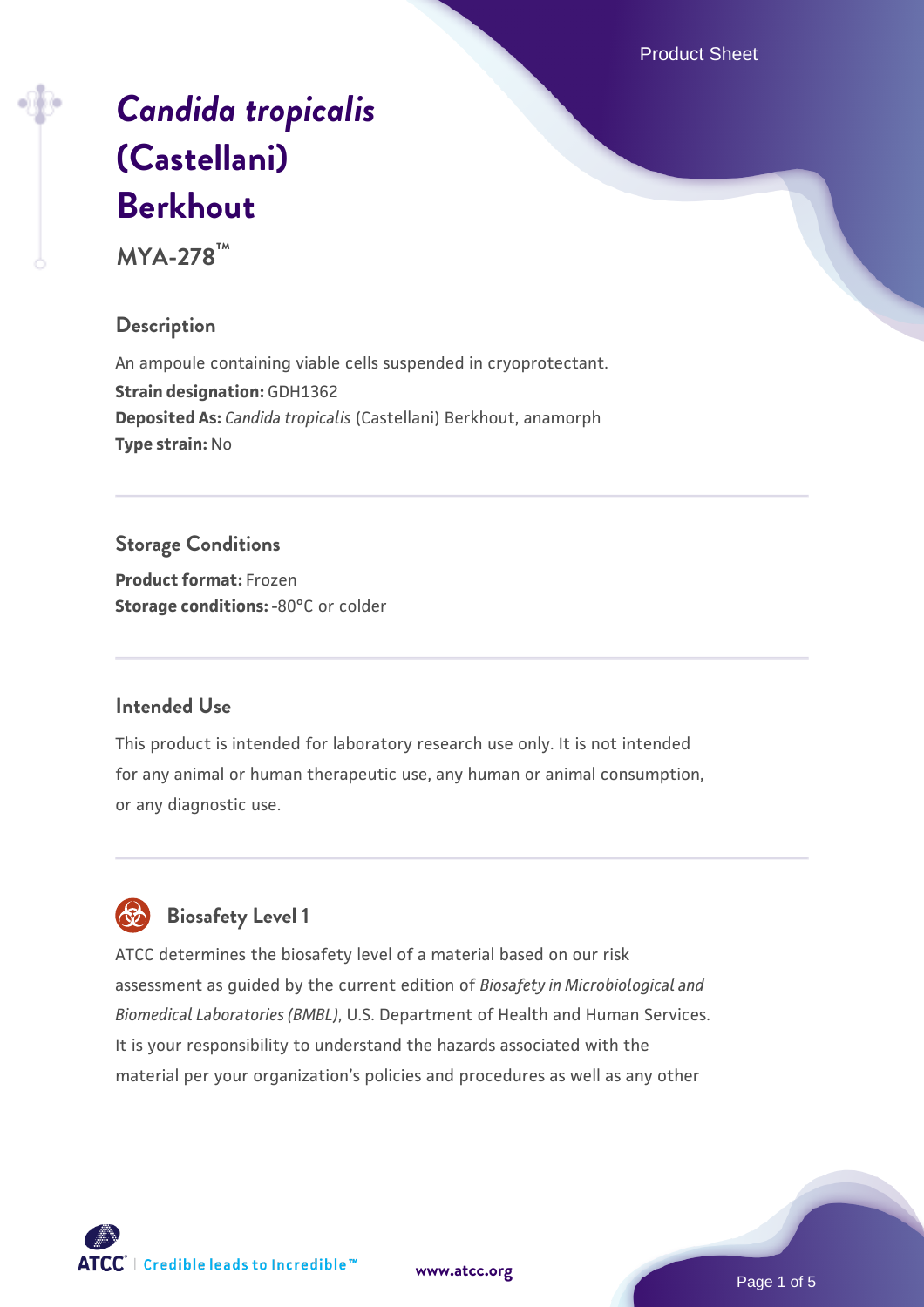# *Candida tropicalis* (Castellani) Berkhout

**MYA-278™**

## Description

An ampoule containing viable cells suspended in cryoprotectant.

**Strain designation:** GDH1362

**Deposited As:** *Candida tropicalis* (Castellani) Berkhout, anamorph

**Type strain:** No

## Storage Conditions

**Product format:** Frozen

**Storage conditions:** -80°C or colder

## Intended Use

This product is intended for laboratory research use only. It is not intended for any animal or human therapeutic use, any human or animal consumption, or any diagnostic use.

## Biosafety Level 1

ATCC determines the biosafety level of a material based on our risk assessment as guided by the current edition of *Biosafety in Microbiological and Biomedical Laboratories (BMBL)*, U.S. Department of Health and Human Services. It is your responsibility to understand the hazards associated with the material per your organization's policies and procedures as well as any other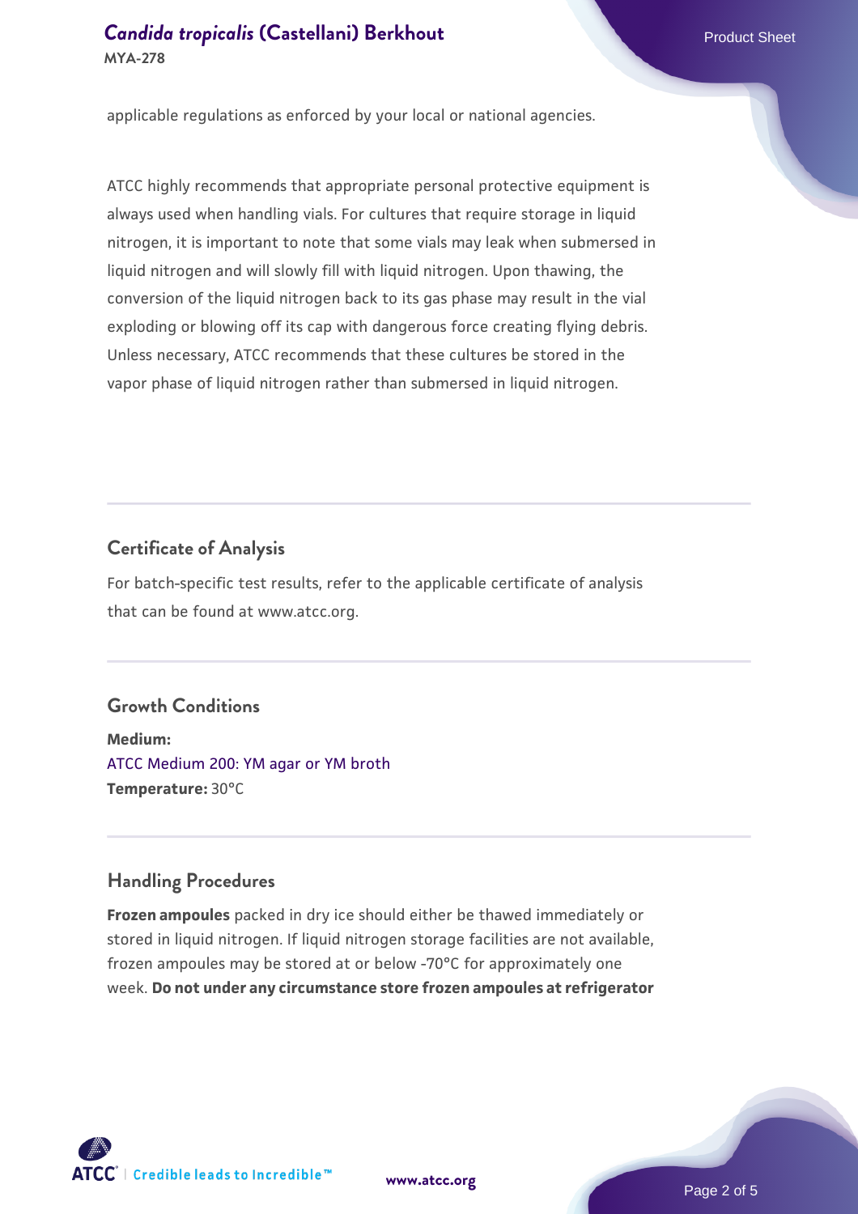applicable regulations as enforced by your local or national agencies.

ATCC highly recommends that appropriate personal protective equipment is always used when handling vials. For cultures that require storage in liquid nitrogen, it is important to note that some vials may leak when submersed in liquid nitrogen and will slowly fill with liquid nitrogen. Upon thawing, the conversion of the liquid nitrogen back to its gas phase may result in the vial exploding or blowing off its cap with dangerous force creating flying debris. Unless necessary, ATCC recommends that these cultures be stored in the vapor phase of liquid nitrogen rather than submersed in liquid nitrogen.

## Certificate of Analysis

For batch-specific test results, refer to the applicable certificate of analysis that can be found at www.atcc.org.

## Growth Conditions

**Medium:**
ATCC Medium 200: YM agar or YM broth
**Temperature:** 30°C

## Handling Procedures

**Frozen ampoules** packed in dry ice should either be thawed immediately or stored in liquid nitrogen. If liquid nitrogen storage facilities are not available, frozen ampoules may be stored at or below -70°C for approximately one week. **Do not under any circumstance store frozen ampoules at refrigerator**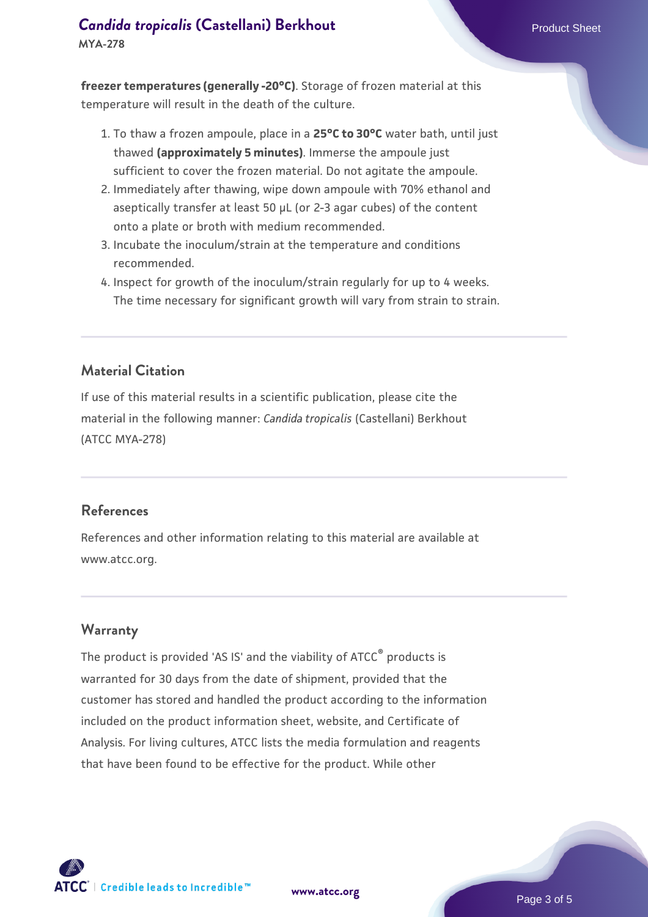**freezer temperatures (generally -20°C)**. Storage of frozen material at this temperature will result in the death of the culture.

1. To thaw a frozen ampoule, place in a **25°C to 30°C** water bath, until just thawed **(approximately 5 minutes)**. Immerse the ampoule just sufficient to cover the frozen material. Do not agitate the ampoule.
2. Immediately after thawing, wipe down ampoule with 70% ethanol and aseptically transfer at least 50 µL (or 2-3 agar cubes) of the content onto a plate or broth with medium recommended.
3. Incubate the inoculum/strain at the temperature and conditions recommended.
4. Inspect for growth of the inoculum/strain regularly for up to 4 weeks. The time necessary for significant growth will vary from strain to strain.

## Material Citation

If use of this material results in a scientific publication, please cite the material in the following manner: *Candida tropicalis* (Castellani) Berkhout (ATCC MYA-278)

## References

References and other information relating to this material are available at www.atcc.org.

## Warranty

The product is provided 'AS IS' and the viability of ATCC® products is warranted for 30 days from the date of shipment, provided that the customer has stored and handled the product according to the information included on the product information sheet, website, and Certificate of Analysis. For living cultures, ATCC lists the media formulation and reagents that have been found to be effective for the product. While other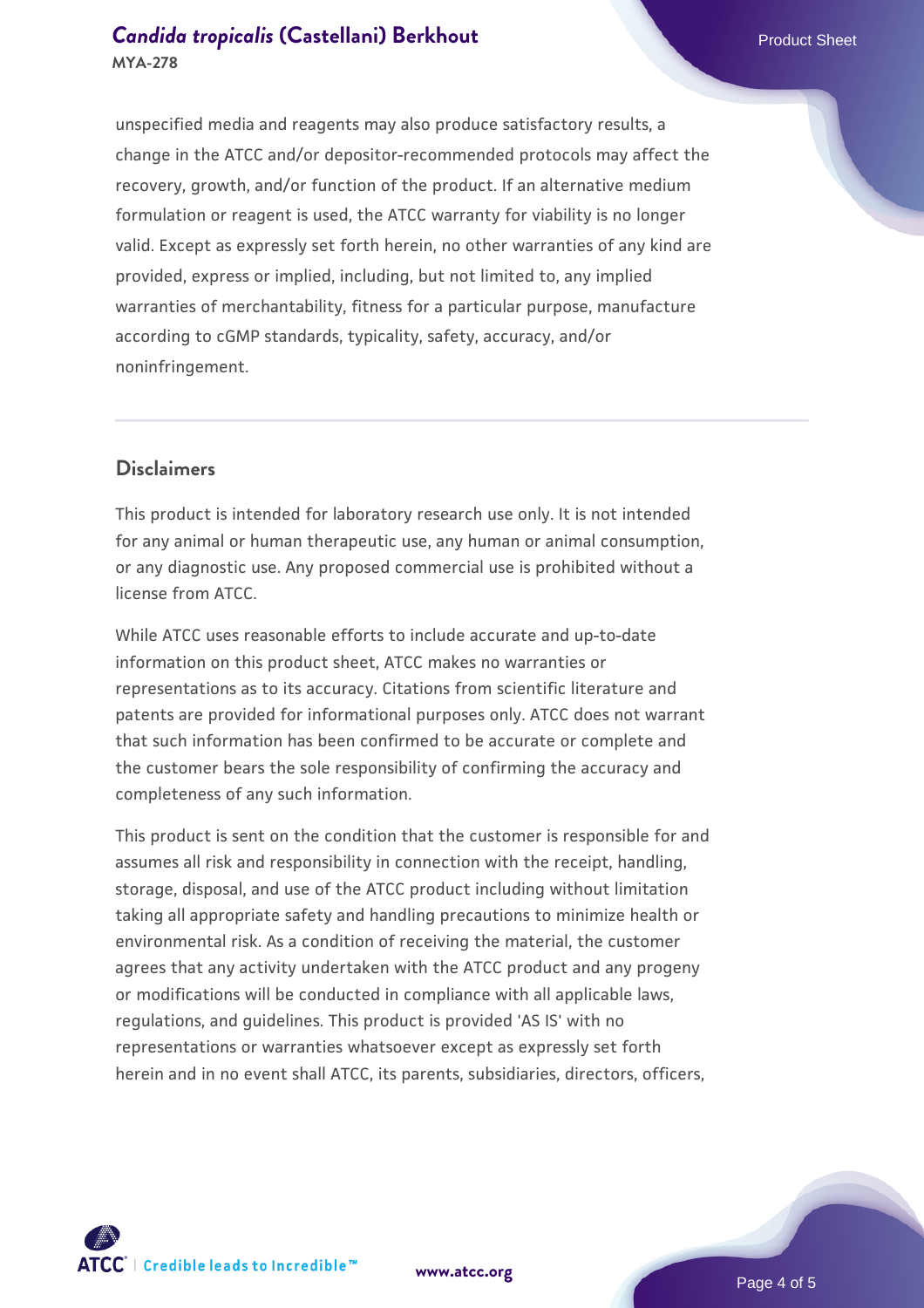unspecified media and reagents may also produce satisfactory results, a change in the ATCC and/or depositor-recommended protocols may affect the recovery, growth, and/or function of the product. If an alternative medium formulation or reagent is used, the ATCC warranty for viability is no longer valid. Except as expressly set forth herein, no other warranties of any kind are provided, express or implied, including, but not limited to, any implied warranties of merchantability, fitness for a particular purpose, manufacture according to cGMP standards, typicality, safety, accuracy, and/or noninfringement.

## Disclaimers

This product is intended for laboratory research use only. It is not intended for any animal or human therapeutic use, any human or animal consumption, or any diagnostic use. Any proposed commercial use is prohibited without a license from ATCC.

While ATCC uses reasonable efforts to include accurate and up-to-date information on this product sheet, ATCC makes no warranties or representations as to its accuracy. Citations from scientific literature and patents are provided for informational purposes only. ATCC does not warrant that such information has been confirmed to be accurate or complete and the customer bears the sole responsibility of confirming the accuracy and completeness of any such information.

This product is sent on the condition that the customer is responsible for and assumes all risk and responsibility in connection with the receipt, handling, storage, disposal, and use of the ATCC product including without limitation taking all appropriate safety and handling precautions to minimize health or environmental risk. As a condition of receiving the material, the customer agrees that any activity undertaken with the ATCC product and any progeny or modifications will be conducted in compliance with all applicable laws, regulations, and guidelines. This product is provided 'AS IS' with no representations or warranties whatsoever except as expressly set forth herein and in no event shall ATCC, its parents, subsidiaries, directors, officers,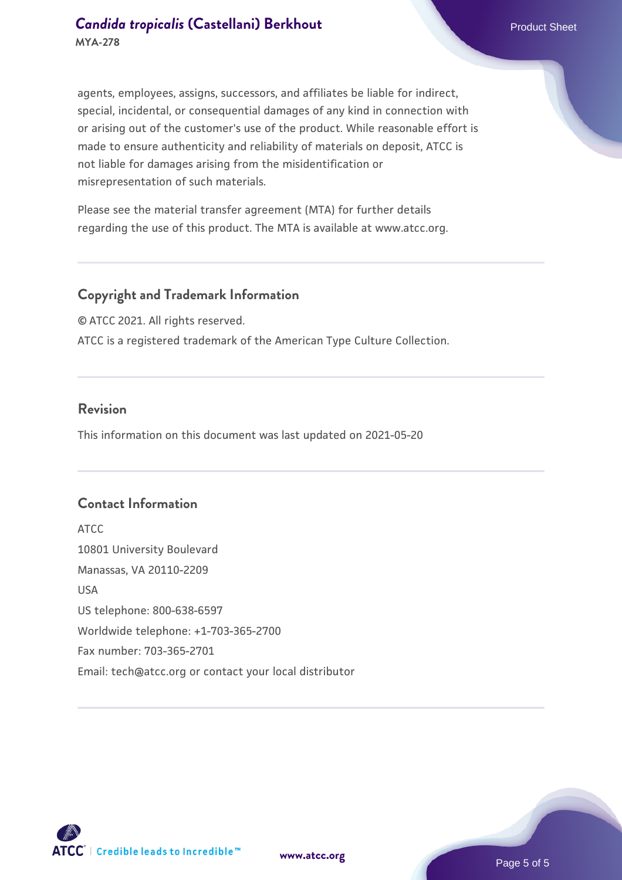agents, employees, assigns, successors, and affiliates be liable for indirect, special, incidental, or consequential damages of any kind in connection with or arising out of the customer's use of the product. While reasonable effort is made to ensure authenticity and reliability of materials on deposit, ATCC is not liable for damages arising from the misidentification or misrepresentation of such materials.

Please see the material transfer agreement (MTA) for further details regarding the use of this product. The MTA is available at www.atcc.org.

## Copyright and Trademark Information

© ATCC 2021. All rights reserved.

ATCC is a registered trademark of the American Type Culture Collection.

## Revision

This information on this document was last updated on 2021-05-20

## Contact Information

ATCC
10801 University Boulevard
Manassas, VA 20110-2209
USA
US telephone: 800-638-6597
Worldwide telephone: +1-703-365-2700
Fax number: 703-365-2701
Email: tech@atcc.org or contact your local distributor